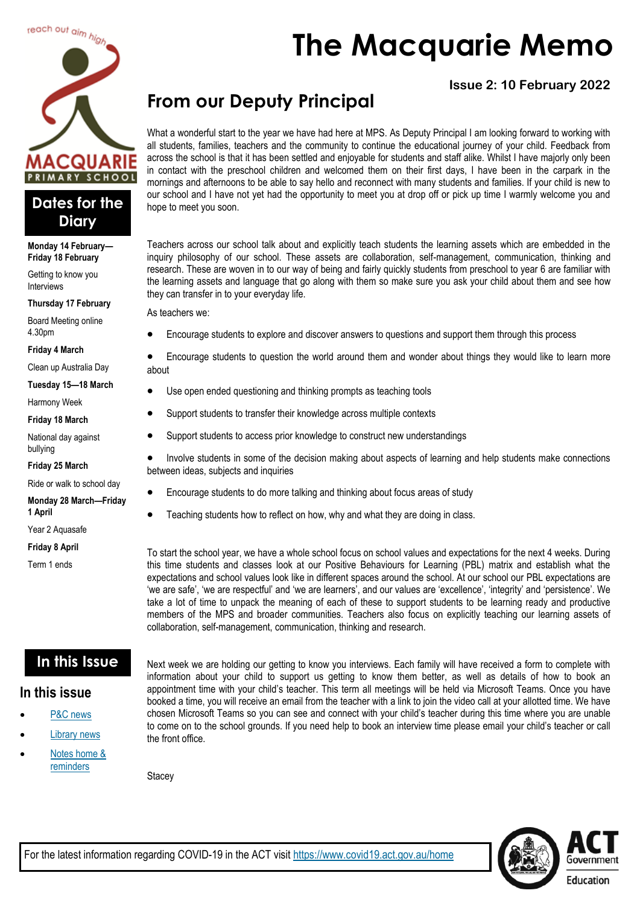# The Macquarie Memo

**Issue 2: 10 February 2022**

## From our Deputy Principal

What a wonderful start to the year we have had here at MPS. As Deputy Principal I am looking forward to working with all students, families, teachers and the community to continue the educational journey of your child. Feedback from across the school is that it has been settled and enjoyable for students and staff alike. Whilst I have majorly only been in contact with the preschool children and welcomed them on their first days, I have been in the carpark in the mornings and afternoons to be able to say hello and reconnect with many students and families. If your child is new to our school and I have not yet had the opportunity to meet you at drop off or pick up time I warmly welcome you and hope to meet you soon.

Teachers across our school talk about and explicitly teach students the learning assets which are embedded in the inquiry philosophy of our school. These assets are collaboration, self-management, communication, thinking and research. These are woven in to our way of being and fairly quickly students from preschool to year 6 are familiar with the learning assets and language that go along with them so make sure you ask your child about them and see how they can transfer in to your everyday life.

As teachers we:

- Encourage students to explore and discover answers to questions and support them through this process
- Encourage students to question the world around them and wonder about things they would like to learn more about
- Use open ended questioning and thinking prompts as teaching tools
- Support students to transfer their knowledge across multiple contexts
- Support students to access prior knowledge to construct new understandings
- Involve students in some of the decision making about aspects of learning and help students make connections between ideas, subjects and inquiries
- Encourage students to do more talking and thinking about focus areas of study
- Teaching students how to reflect on how, why and what they are doing in class.

To start the school year, we have a whole school focus on school values and expectations for the next 4 weeks. During this time students and classes look at our Positive Behaviours for Learning (PBL) matrix and establish what the expectations and school values look like in different spaces around the school. At our school our PBL expectations are 'we are safe', 'we are respectful' and 'we are learners', and our values are 'excellence', 'integrity' and 'persistence'. We take a lot of time to unpack the meaning of each of these to support students to be learning ready and productive members of the MPS and broader communities. Teachers also focus on explicitly teaching our learning assets of collaboration, self-management, communication, thinking and research.

Next week we are holding our getting to know you interviews. Each family will have received a form to complete with information about your child to support us getting to know them better, as well as details of how to book an appointment time with your child's teacher. This term all meetings will be held via Microsoft Teams. Once you have booked a time, you will receive an email from the teacher with a link to join the video call at your allotted time. We have chosen Microsoft Teams so you can see and connect with your child's teacher during this time where you are unable to come on to the school grounds. If you need help to book an interview time please email your child's teacher or call the front office.

Stacey

## Dates for the Diary

**Monday 14 February—Friday 18 February**
Getting to know you Interviews

**Thursday 17 February**
Board Meeting online 4.30pm

**Friday 4 March**
Clean up Australia Day

**Tuesday 15—18 March**
Harmony Week

**Friday 18 March**
National day against bullying

**Friday 25 March**
Ride or walk to school day

**Monday 28 March—Friday 1 April**
Year 2 Aquasafe

**Friday 8 April**
Term 1 ends

## In this Issue

### In this issue

- P&C news
- Library news
- Notes home & reminders

For the latest information regarding COVID-19 in the ACT visit https://www.covid19.act.gov.au/home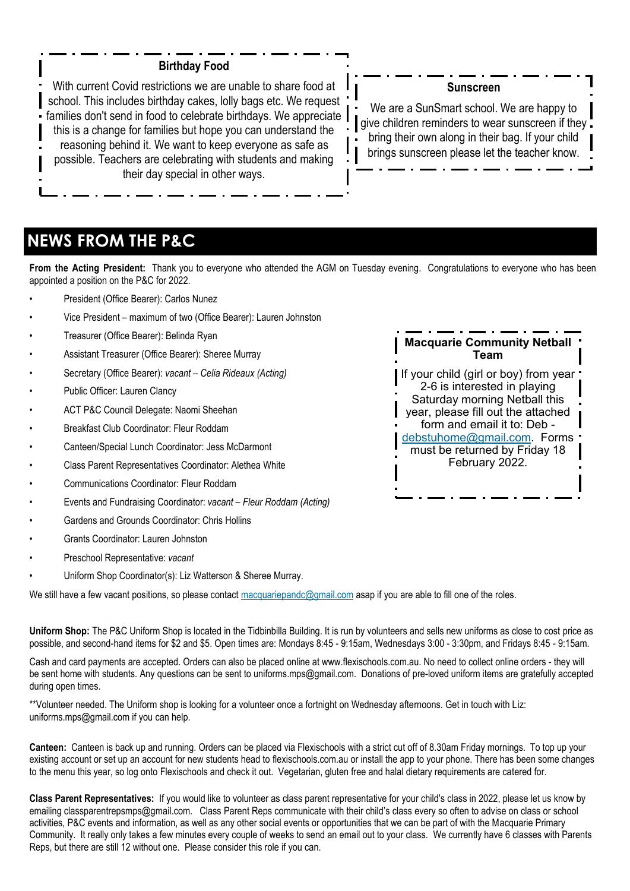### Birthday Food

With current Covid restrictions we are unable to share food at school. This includes birthday cakes, lolly bags etc. We request families don't send in food to celebrate birthdays. We appreciate this is a change for families but hope you can understand the reasoning behind it. We want to keep everyone as safe as possible. Teachers are celebrating with students and making their day special in other ways.

### Sunscreen

We are a SunSmart school. We are happy to give children reminders to wear sunscreen if they bring their own along in their bag. If your child brings sunscreen please let the teacher know.

# NEWS FROM THE P&C

**From the Acting President:** Thank you to everyone who attended the AGM on Tuesday evening. Congratulations to everyone who has been appointed a position on the P&C for 2022.

- President (Office Bearer): Carlos Nunez
- Vice President – maximum of two (Office Bearer): Lauren Johnston
- Treasurer (Office Bearer): Belinda Ryan
- Assistant Treasurer (Office Bearer): Sheree Murray
- Secretary (Office Bearer): *vacant – Celia Rideaux (Acting)*
- Public Officer: Lauren Clancy
- ACT P&C Council Delegate: Naomi Sheehan
- Breakfast Club Coordinator: Fleur Roddam
- Canteen/Special Lunch Coordinator: Jess McDarmont
- Class Parent Representatives Coordinator: Alethea White
- Communications Coordinator: Fleur Roddam
- Events and Fundraising Coordinator: *vacant – Fleur Roddam (Acting)*
- Gardens and Grounds Coordinator: Chris Hollins
- Grants Coordinator: Lauren Johnston
- Preschool Representative: *vacant*
- Uniform Shop Coordinator(s): Liz Watterson & Sheree Murray.

We still have a few vacant positions, so please contact macquariepandc@gmail.com asap if you are able to fill one of the roles.

### Macquarie Community Netball Team

If your child (girl or boy) from year 2-6 is interested in playing Saturday morning Netball this year, please fill out the attached form and email it to: Deb - debstuhome@gmail.com. Forms must be returned by Friday 18 February 2022.

**Uniform Shop:** The P&C Uniform Shop is located in the Tidbinbilla Building. It is run by volunteers and sells new uniforms as close to cost price as possible, and second-hand items for $2 and $5. Open times are: Mondays 8:45 - 9:15am, Wednesdays 3:00 - 3:30pm, and Fridays 8:45 - 9:15am.

Cash and card payments are accepted. Orders can also be placed online at www.flexischools.com.au. No need to collect online orders - they will be sent home with students. Any questions can be sent to uniforms.mps@gmail.com. Donations of pre-loved uniform items are gratefully accepted during open times.

**Volunteer needed. The Uniform shop is looking for a volunteer once a fortnight on Wednesday afternoons. Get in touch with Liz: uniforms.mps@gmail.com if you can help.

**Canteen:** Canteen is back up and running. Orders can be placed via Flexischools with a strict cut off of 8.30am Friday mornings. To top up your existing account or set up an account for new students head to flexischools.com.au or install the app to your phone. There has been some changes to the menu this year, so log onto Flexischools and check it out. Vegetarian, gluten free and halal dietary requirements are catered for.

**Class Parent Representatives:** If you would like to volunteer as class parent representative for your child's class in 2022, please let us know by emailing classparentrepsmps@gmail.com. Class Parent Reps communicate with their child's class every so often to advise on class or school activities, P&C events and information, as well as any other social events or opportunities that we can be part of with the Macquarie Primary Community. It really only takes a few minutes every couple of weeks to send an email out to your class. We currently have 6 classes with Parents Reps, but there are still 12 without one. Please consider this role if you can.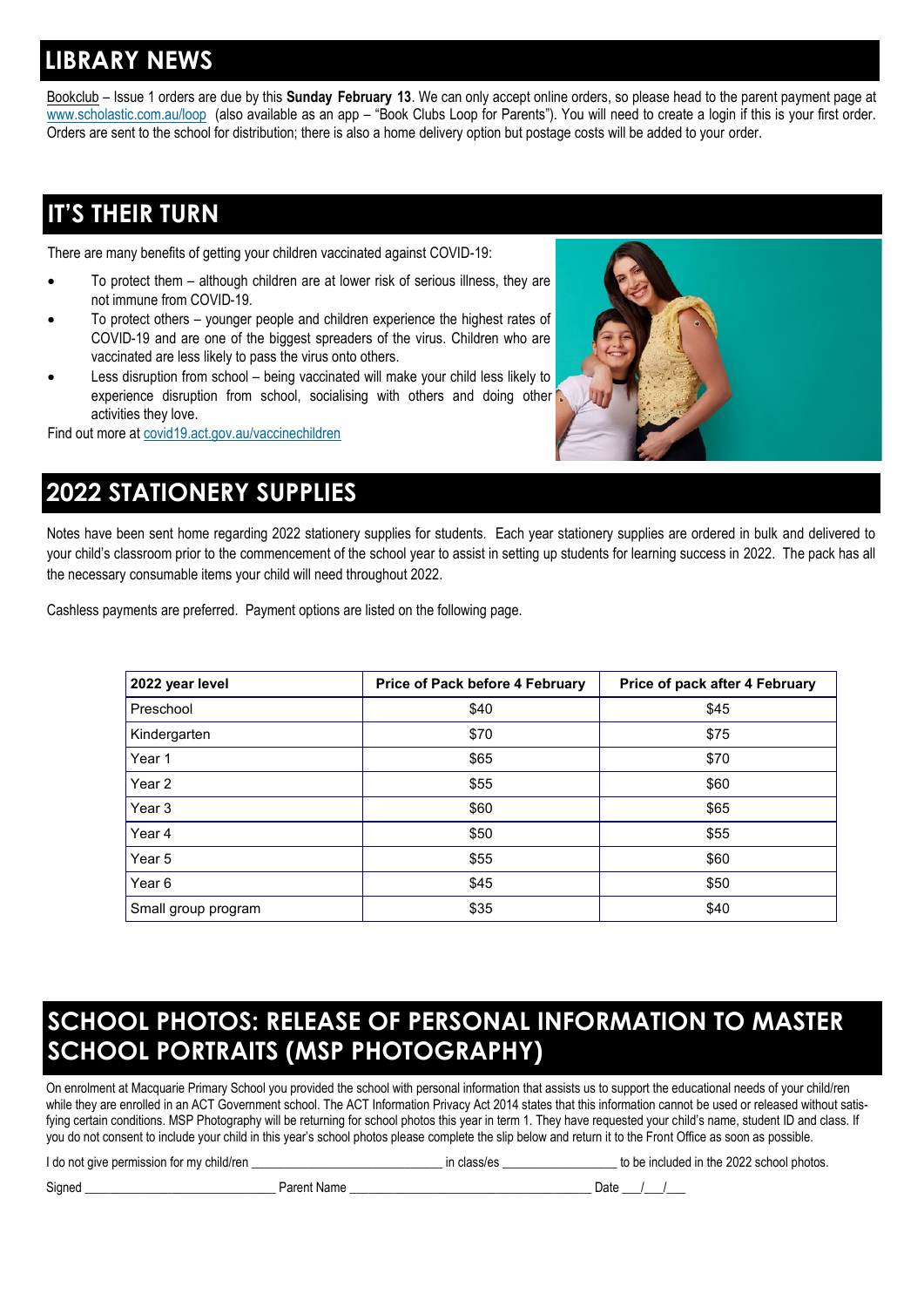## LIBRARY NEWS

Bookclub – Issue 1 orders are due by this **Sunday February 13**. We can only accept online orders, so please head to the parent payment page at www.scholastic.com.au/loop (also available as an app – "Book Clubs Loop for Parents"). You will need to create a login if this is your first order. Orders are sent to the school for distribution; there is also a home delivery option but postage costs will be added to your order.

## IT'S THEIR TURN

There are many benefits of getting your children vaccinated against COVID-19:

- To protect them – although children are at lower risk of serious illness, they are not immune from COVID-19.
- To protect others – younger people and children experience the highest rates of COVID-19 and are one of the biggest spreaders of the virus. Children who are vaccinated are less likely to pass the virus onto others.
- Less disruption from school – being vaccinated will make your child less likely to experience disruption from school, socialising with others and doing other activities they love.

Find out more at covid19.act.gov.au/vaccinechildren

## 2022 STATIONERY SUPPLIES

Notes have been sent home regarding 2022 stationery supplies for students. Each year stationery supplies are ordered in bulk and delivered to your child's classroom prior to the commencement of the school year to assist in setting up students for learning success in 2022. The pack has all the necessary consumable items your child will need throughout 2022.

Cashless payments are preferred. Payment options are listed on the following page.

| 2022 year level | Price of Pack before 4 February | Price of pack after 4 February |
|---|---|---|
| Preschool | $40 | $45 |
| Kindergarten | $70 | $75 |
| Year 1 | $65 | $70 |
| Year 2 | $55 | $60 |
| Year 3 | $60 | $65 |
| Year 4 | $50 | $55 |
| Year 5 | $55 | $60 |
| Year 6 | $45 | $50 |
| Small group program | $35 | $40 |

## SCHOOL PHOTOS: RELEASE OF PERSONAL INFORMATION TO MASTER SCHOOL PORTRAITS (MSP PHOTOGRAPHY)

On enrolment at Macquarie Primary School you provided the school with personal information that assists us to support the educational needs of your child/ren while they are enrolled in an ACT Government school. The ACT Information Privacy Act 2014 states that this information cannot be used or released without satisfying certain conditions. MSP Photography will be returning for school photos this year in term 1. They have requested your child's name, student ID and class. If you do not consent to include your child in this year's school photos please complete the slip below and return it to the Front Office as soon as possible.

I do not give permission for my child/ren ______________________________ in class/es __________________ to be included in the 2022 school photos.

Signed ______________________________ Parent Name ______________________________________ Date ___/___/___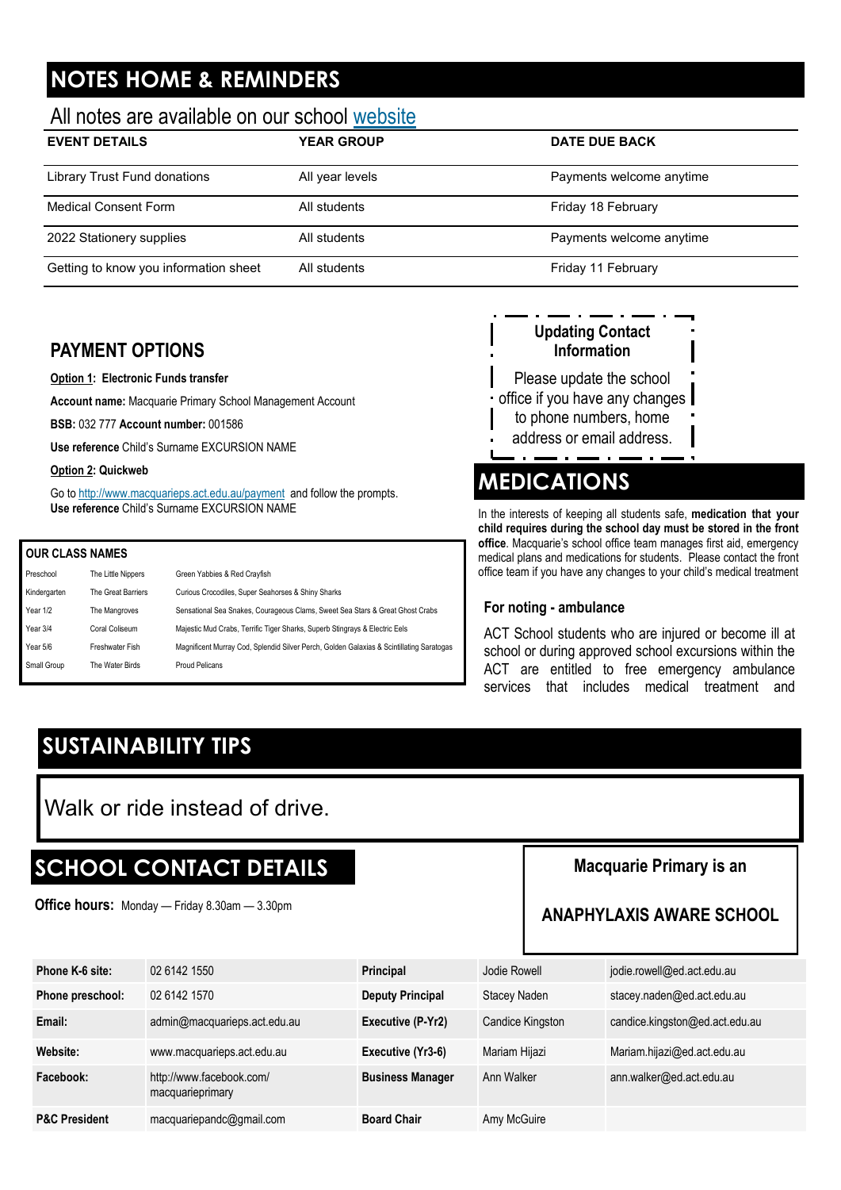# NOTES HOME & REMINDERS

All notes are available on our school website

| EVENT DETAILS | YEAR GROUP | DATE DUE BACK |
|---|---|---|
| Library Trust Fund donations | All year levels | Payments welcome anytime |
| Medical Consent Form | All students | Friday 18 February |
| 2022 Stationery supplies | All students | Payments welcome anytime |
| Getting to know you information sheet | All students | Friday 11 February |

## PAYMENT OPTIONS

**Option 1: Electronic Funds transfer**

**Account name:** Macquarie Primary School Management Account

**BSB:** 032 777 **Account number:** 001586

**Use reference** Child's Surname EXCURSION NAME

**Option 2: Quickweb**

Go to http://www.macquarieps.act.edu.au/payment and follow the prompts.
**Use reference** Child's Surname EXCURSION NAME

**OUR CLASS NAMES**

| | | |
|---|---|---|
| Preschool | The Little Nippers | Green Yabbies & Red Crayfish |
| Kindergarten | The Great Barriers | Curious Crocodiles, Super Seahorses & Shiny Sharks |
| Year 1/2 | The Mangroves | Sensational Sea Snakes, Courageous Clams, Sweet Sea Stars & Great Ghost Crabs |
| Year 3/4 | Coral Coliseum | Majestic Mud Crabs, Terrific Tiger Sharks, Superb Stingrays & Electric Eels |
| Year 5/6 | Freshwater Fish | Magnificent Murray Cod, Splendid Silver Perch, Golden Galaxias & Scintillating Saratogas |
| Small Group | The Water Birds | Proud Pelicans |

**Updating Contact Information**

Please update the school office if you have any changes to phone numbers, home address or email address.

# MEDICATIONS

In the interests of keeping all students safe, **medication that your child requires during the school day must be stored in the front office**. Macquarie's school office team manages first aid, emergency medical plans and medications for students. Please contact the front office team if you have any changes to your child's medical treatment

**For noting - ambulance**

ACT School students who are injured or become ill at school or during approved school excursions within the ACT are entitled to free emergency ambulance services that includes medical treatment and

# SUSTAINABILITY TIPS

Walk or ride instead of drive.

# SCHOOL CONTACT DETAILS

**Office hours:** Monday — Friday 8.30am — 3.30pm

**Macquarie Primary is an**

**ANAPHYLAXIS AWARE SCHOOL**

| | | | | |
|---|---|---|---|---|
| **Phone K-6 site:** | 02 6142 1550 | **Principal** | Jodie Rowell | jodie.rowell@ed.act.edu.au |
| **Phone preschool:** | 02 6142 1570 | **Deputy Principal** | Stacey Naden | stacey.naden@ed.act.edu.au |
| **Email:** | admin@macquarieps.act.edu.au | **Executive (P-Yr2)** | Candice Kingston | candice.kingston@ed.act.edu.au |
| **Website:** | www.macquarieps.act.edu.au | **Executive (Yr3-6)** | Mariam Hijazi | Mariam.hijazi@ed.act.edu.au |
| **Facebook:** | http://www.facebook.com/macquarieprimary | **Business Manager** | Ann Walker | ann.walker@ed.act.edu.au |
| **P&C President** | macquariepandc@gmail.com | **Board Chair** | Amy McGuire | |